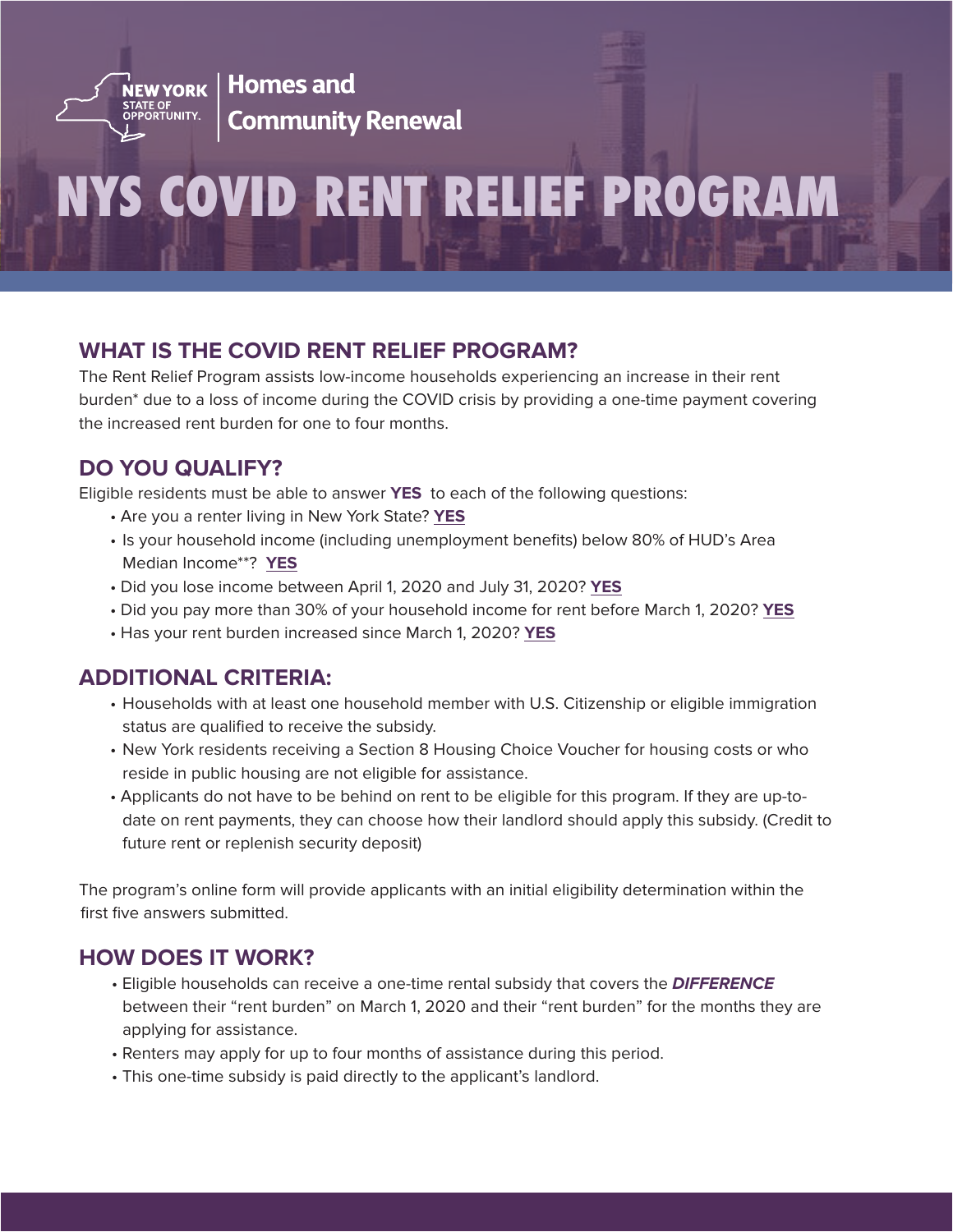NEW YORK STATE OF OPPORTUNITY. | Homes and Community Renewal

# NYS COVID RENT RELIEF PROGRAM

## WHAT IS THE COVID RENT RELIEF PROGRAM?

The Rent Relief Program assists low-income households experiencing an increase in their rent burden* due to a loss of income during the COVID crisis by providing a one-time payment covering the increased rent burden for one to four months.

## DO YOU QUALIFY?

Eligible residents must be able to answer **YES** to each of the following questions:

- Are you a renter living in New York State? **YES**
- Is your household income (including unemployment benefits) below 80% of HUD's Area Median Income**? **YES**
- Did you lose income between April 1, 2020 and July 31, 2020? **YES**
- Did you pay more than 30% of your household income for rent before March 1, 2020? **YES**
- Has your rent burden increased since March 1, 2020? **YES**

## ADDITIONAL CRITERIA:

- Households with at least one household member with U.S. Citizenship or eligible immigration status are qualified to receive the subsidy.
- New York residents receiving a Section 8 Housing Choice Voucher for housing costs or who reside in public housing are not eligible for assistance.
- Applicants do not have to be behind on rent to be eligible for this program. If they are up-to-date on rent payments, they can choose how their landlord should apply this subsidy. (Credit to future rent or replenish security deposit)

The program's online form will provide applicants with an initial eligibility determination within the first five answers submitted.

## HOW DOES IT WORK?

- Eligible households can receive a one-time rental subsidy that covers the ***DIFFERENCE*** between their "rent burden" on March 1, 2020 and their "rent burden" for the months they are applying for assistance.
- Renters may apply for up to four months of assistance during this period.
- This one-time subsidy is paid directly to the applicant's landlord.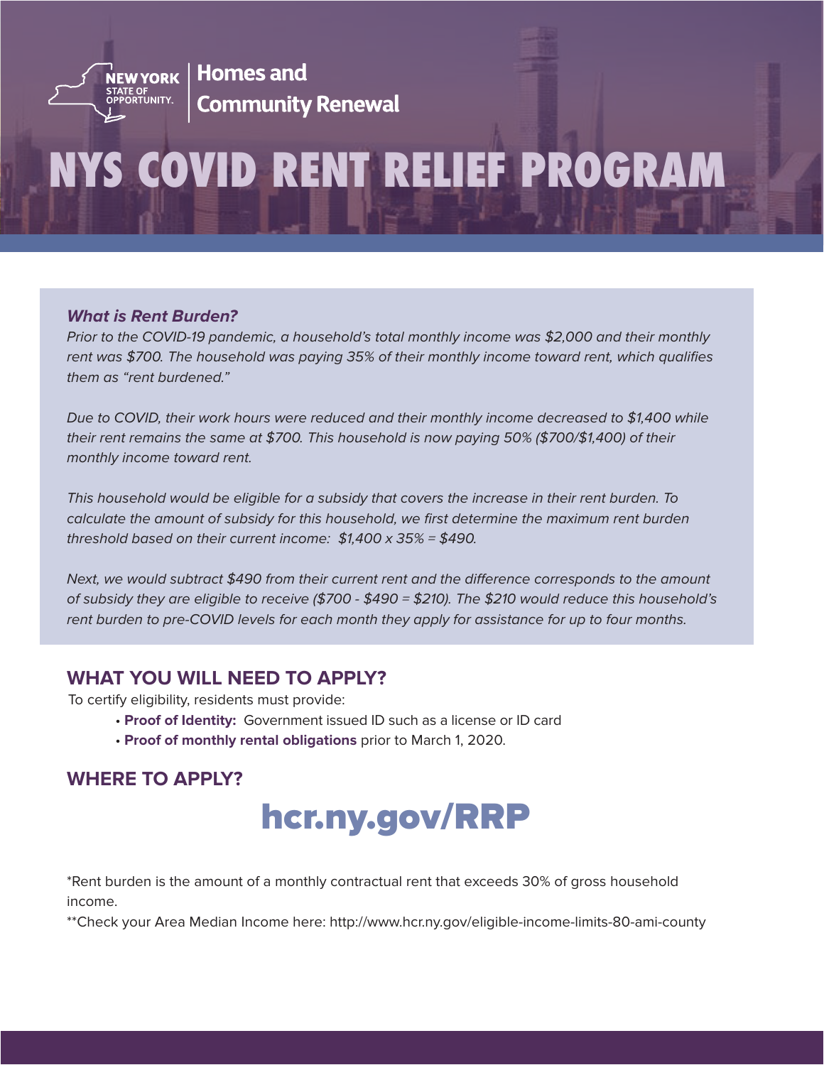NEW YORK STATE OF OPPORTUNITY. | Homes and Community Renewal

# NYS COVID RENT RELIEF PROGRAM

***What is Rent Burden?***

*Prior to the COVID-19 pandemic, a household's total monthly income was $2,000 and their monthly rent was $700. The household was paying 35% of their monthly income toward rent, which qualifies them as "rent burdened."*

*Due to COVID, their work hours were reduced and their monthly income decreased to $1,400 while their rent remains the same at $700. This household is now paying 50% ($700/$1,400) of their monthly income toward rent.*

*This household would be eligible for a subsidy that covers the increase in their rent burden. To calculate the amount of subsidy for this household, we first determine the maximum rent burden threshold based on their current income: $1,400 x 35% = $490.*

*Next, we would subtract $490 from their current rent and the difference corresponds to the amount of subsidy they are eligible to receive ($700 - $490 = $210). The $210 would reduce this household's rent burden to pre-COVID levels for each month they apply for assistance for up to four months.*

## WHAT YOU WILL NEED TO APPLY?

To certify eligibility, residents must provide:

- **Proof of Identity:** Government issued ID such as a license or ID card
- **Proof of monthly rental obligations** prior to March 1, 2020.

## WHERE TO APPLY?

# hcr.ny.gov/RRP

*Rent burden is the amount of a monthly contractual rent that exceeds 30% of gross household income.

**Check your Area Median Income here: http://www.hcr.ny.gov/eligible-income-limits-80-ami-county